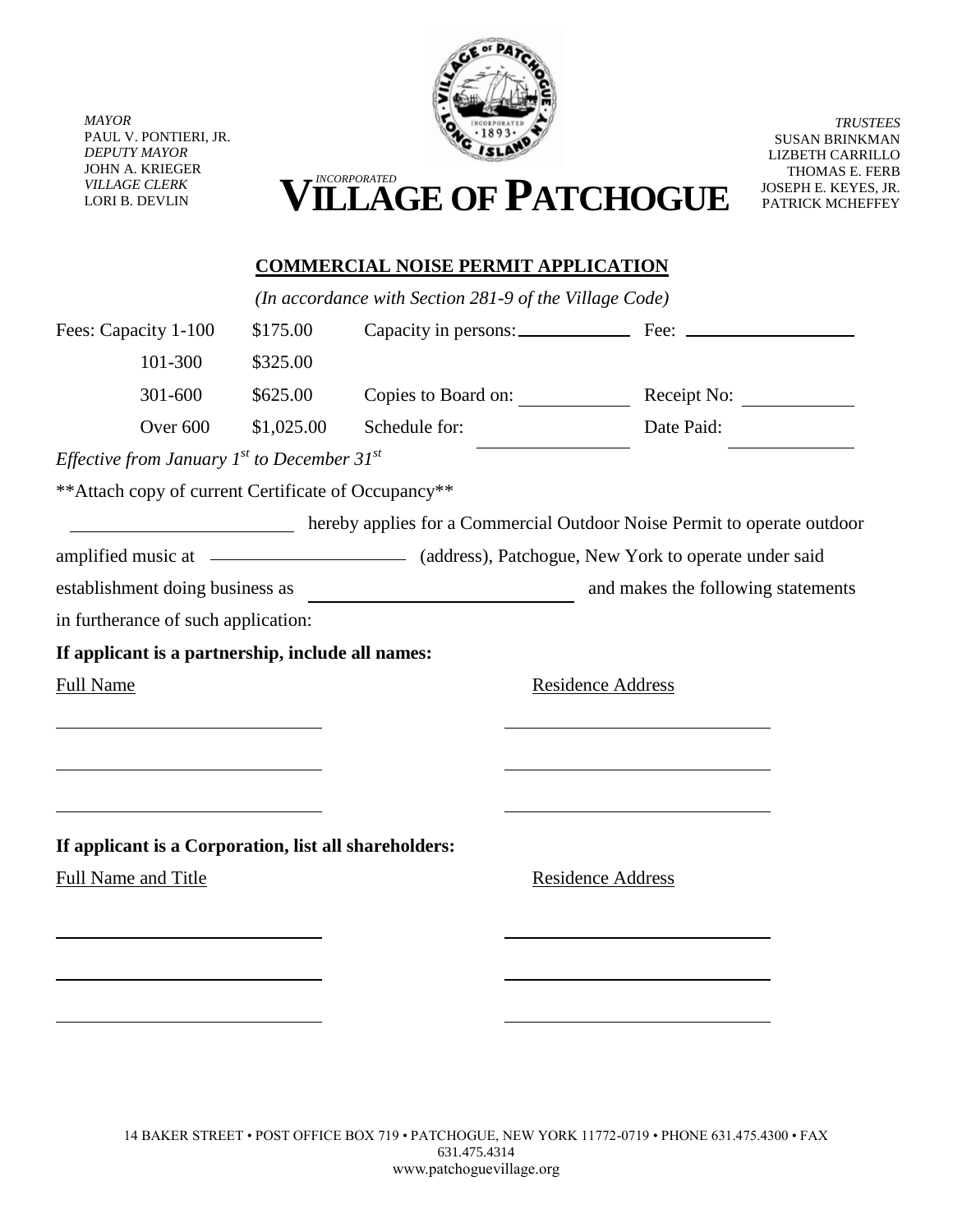MAYOR
PAUL V. PONTIERI, JR.
DEPUTY MAYOR
JOHN A. KRIEGER
VILLAGE CLERK
LORI B. DEVLIN

INCORPORATED
# VILLAGE OF PATCHOGUE

TRUSTEES
SUSAN BRINKMAN
LIZBETH CARRILLO
THOMAS E. FERB
JOSEPH E. KEYES, JR.
PATRICK MCHEFFEY

## COMMERCIAL NOISE PERMIT APPLICATION

*(In accordance with Section 281-9 of the Village Code)*

| Fees: Capacity 1-100 | $175.00 | Capacity in persons: ____________ | Fee: ________________ |
|---|---|---|---|
| 101-300 | $325.00 | | |
| 301-600 | $625.00 | Copies to Board on: ____________ | Receipt No: ____________ |
| Over 600 | $1,025.00 | Schedule for: ____________ | Date Paid: ____________ |

*Effective from January 1st to December 31st*

**Attach copy of current Certificate of Occupancy**

________________________ hereby applies for a Commercial Outdoor Noise Permit to operate outdoor amplified music at ____________________ (address), Patchogue, New York to operate under said establishment doing business as ____________________________ and makes the following statements in furtherance of such application:

**If applicant is a partnership, include all names:**

| Full Name | Residence Address |
|---|---|
| ____________________________ | ____________________________ |
| ____________________________ | ____________________________ |
| ____________________________ | ____________________________ |

**If applicant is a Corporation, list all shareholders:**

| Full Name and Title | Residence Address |
|---|---|
| ____________________________ | ____________________________ |
| ____________________________ | ____________________________ |
| ____________________________ | ____________________________ |

14 BAKER STREET • POST OFFICE BOX 719 • PATCHOGUE, NEW YORK 11772-0719 • PHONE 631.475.4300 • FAX 631.475.4314
www.patchoguevillage.org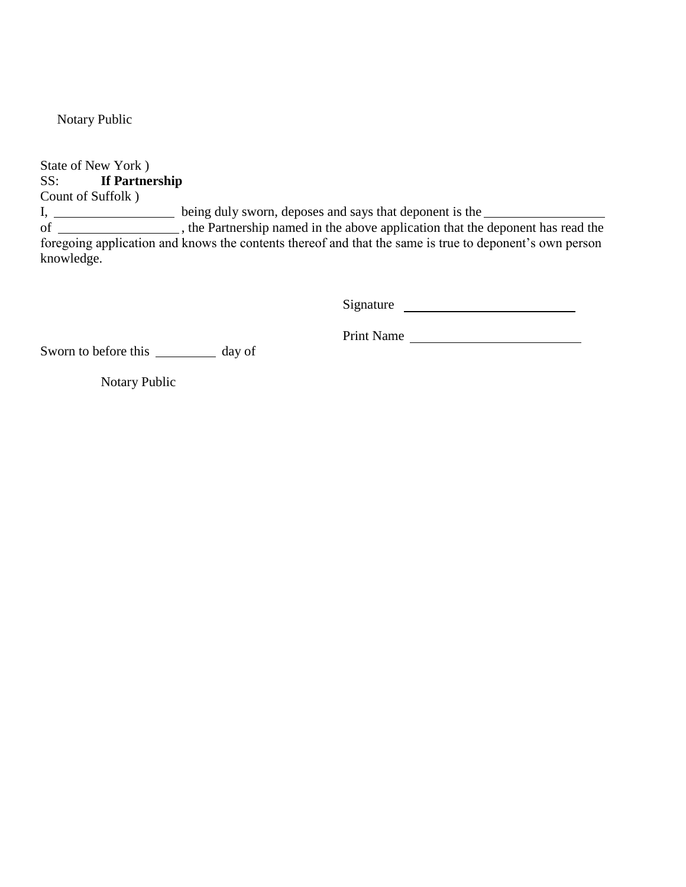Notary Public

State of New York )
SS: **If Partnership**
Count of Suffolk )
I, \_\_\_\_\_\_\_\_\_\_\_\_\_\_\_\_\_\_ being duly sworn, deposes and says that deponent is the \_\_\_\_\_\_\_\_\_\_\_\_\_\_\_\_\_\_
of \_\_\_\_\_\_\_\_\_\_\_\_\_\_\_\_\_\_ , the Partnership named in the above application that the deponent has read the foregoing application and knows the contents thereof and that the same is true to deponent's own person knowledge.

Signature \_\_\_\_\_\_\_\_\_\_\_\_\_\_\_\_\_\_\_\_\_\_\_\_\_\_

Print Name \_\_\_\_\_\_\_\_\_\_\_\_\_\_\_\_\_\_\_\_\_\_\_\_\_\_

Sworn to before this \_\_\_\_\_\_\_\_\_ day of

Notary Public